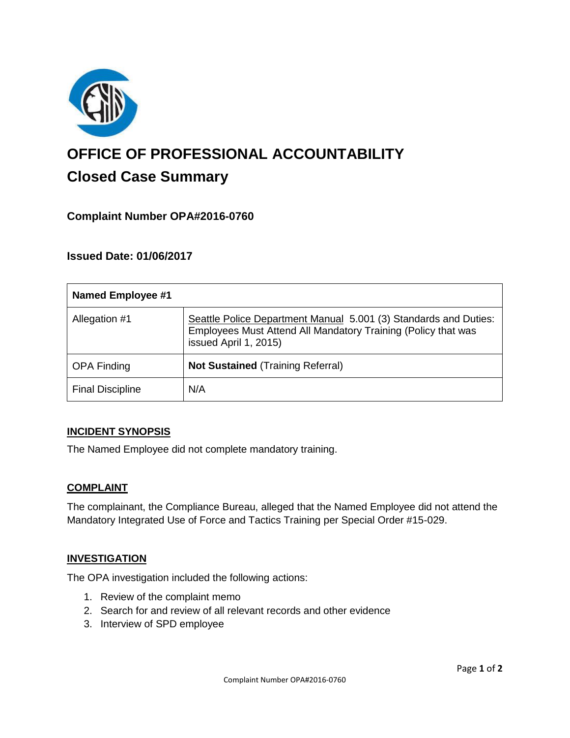# OFFICE OF PROFESSIONAL ACCOUNTABILITY

## Closed Case Summary

### Complaint Number OPA#2016-0760

### Issued Date: 01/06/2017

| Named Employee #1 | |
|---|---|
| Allegation #1 | Seattle Police Department Manual 5.001 (3) Standards and Duties: Employees Must Attend All Mandatory Training (Policy that was issued April 1, 2015) |
| OPA Finding | **Not Sustained** (Training Referral) |
| Final Discipline | N/A |

### INCIDENT SYNOPSIS

The Named Employee did not complete mandatory training.

### COMPLAINT

The complainant, the Compliance Bureau, alleged that the Named Employee did not attend the Mandatory Integrated Use of Force and Tactics Training per Special Order #15-029.

### INVESTIGATION

The OPA investigation included the following actions:

1. Review of the complaint memo
2. Search for and review of all relevant records and other evidence
3. Interview of SPD employee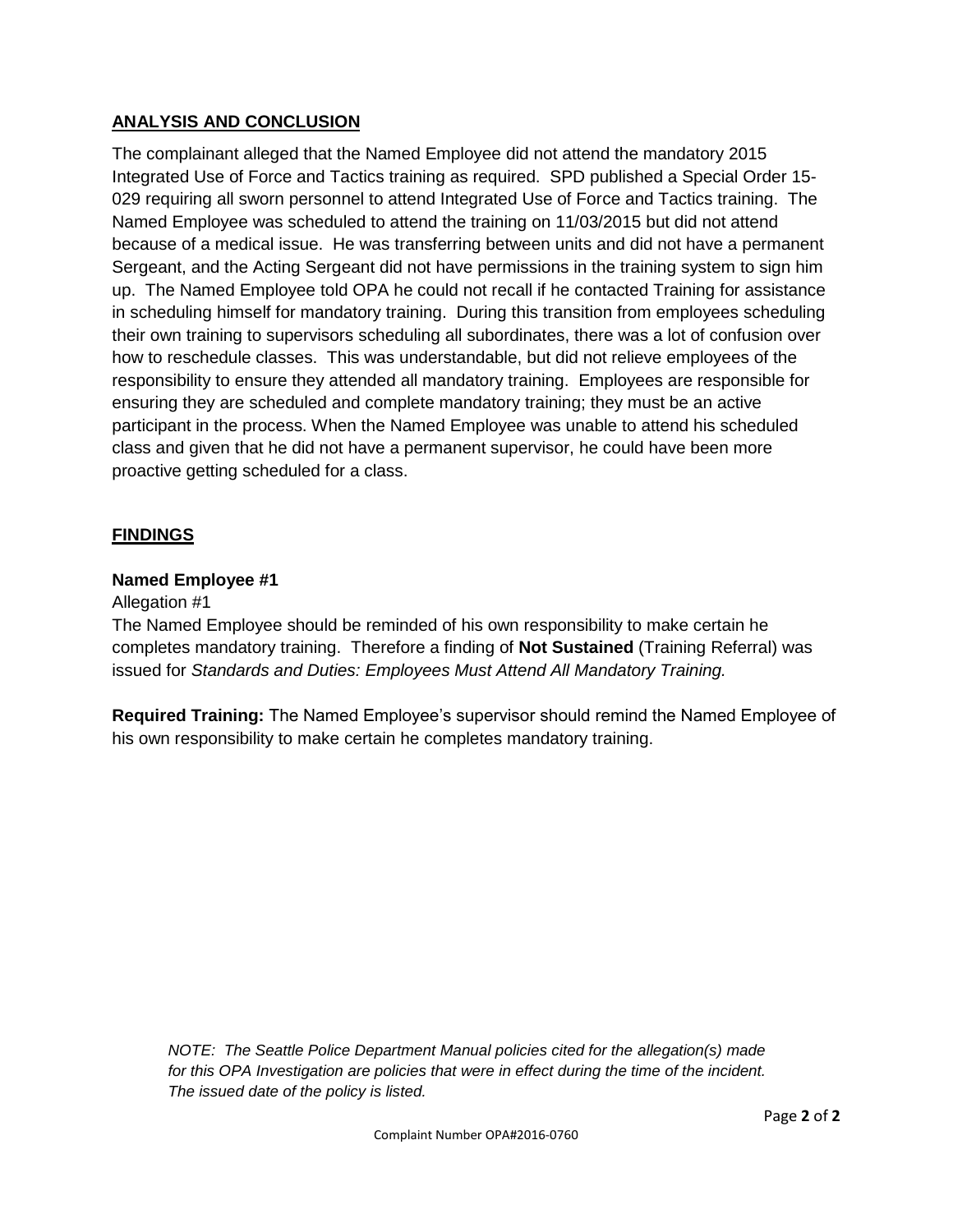## ANALYSIS AND CONCLUSION

The complainant alleged that the Named Employee did not attend the mandatory 2015 Integrated Use of Force and Tactics training as required. SPD published a Special Order 15-029 requiring all sworn personnel to attend Integrated Use of Force and Tactics training. The Named Employee was scheduled to attend the training on 11/03/2015 but did not attend because of a medical issue. He was transferring between units and did not have a permanent Sergeant, and the Acting Sergeant did not have permissions in the training system to sign him up. The Named Employee told OPA he could not recall if he contacted Training for assistance in scheduling himself for mandatory training. During this transition from employees scheduling their own training to supervisors scheduling all subordinates, there was a lot of confusion over how to reschedule classes. This was understandable, but did not relieve employees of the responsibility to ensure they attended all mandatory training. Employees are responsible for ensuring they are scheduled and complete mandatory training; they must be an active participant in the process. When the Named Employee was unable to attend his scheduled class and given that he did not have a permanent supervisor, he could have been more proactive getting scheduled for a class.

## FINDINGS

**Named Employee #1**

Allegation #1

The Named Employee should be reminded of his own responsibility to make certain he completes mandatory training. Therefore a finding of **Not Sustained** (Training Referral) was issued for *Standards and Duties: Employees Must Attend All Mandatory Training.*

**Required Training:** The Named Employee's supervisor should remind the Named Employee of his own responsibility to make certain he completes mandatory training.

*NOTE: The Seattle Police Department Manual policies cited for the allegation(s) made for this OPA Investigation are policies that were in effect during the time of the incident. The issued date of the policy is listed.*

Complaint Number OPA#2016-0760